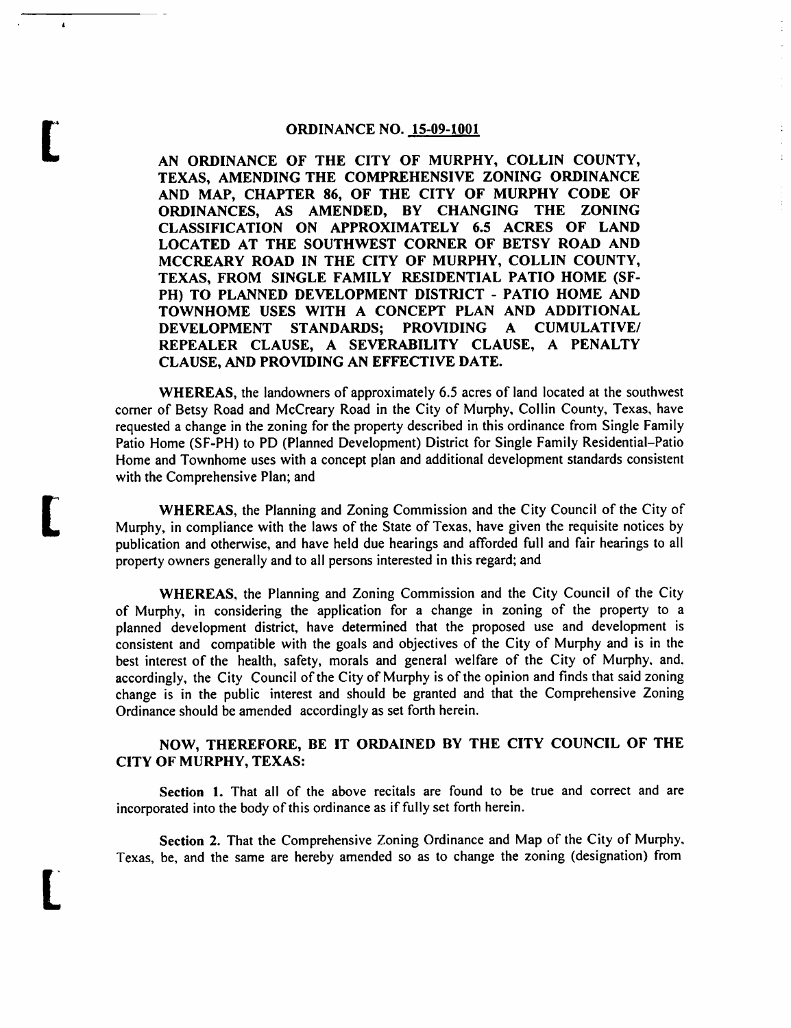# ORDINANCE NO. 15-09-1001

**AN ORDINANCE OF THE CITY OF MURPHY, COLLIN COUNTY, TEXAS, AMENDING THE COMPREHENSIVE ZONING ORDINANCE AND MAP, CHAPTER 86, OF THE CITY OF MURPHY CODE OF ORDINANCES, AS AMENDED, BY CHANGING THE ZONING CLASSIFICATION ON APPROXIMATELY 6.5 ACRES OF LAND LOCATED AT THE SOUTHWEST CORNER OF BETSY ROAD AND MCCREARY ROAD IN THE CITY OF MURPHY, COLLIN COUNTY, TEXAS, FROM SINGLE FAMILY RESIDENTIAL PATIO HOME (SF-PH) TO PLANNED DEVELOPMENT DISTRICT - PATIO HOME AND TOWNHOME USES WITH A CONCEPT PLAN AND ADDITIONAL DEVELOPMENT STANDARDS; PROVIDING A CUMULATIVE/ REPEALER CLAUSE, A SEVERABILITY CLAUSE, A PENALTY CLAUSE, AND PROVIDING AN EFFECTIVE DATE.**

**WHEREAS**, the landowners of approximately 6.5 acres of land located at the southwest corner of Betsy Road and McCreary Road in the City of Murphy, Collin County, Texas, have requested a change in the zoning for the property described in this ordinance from Single Family Patio Home (SF-PH) to PD (Planned Development) District for Single Family Residential–Patio Home and Townhome uses with a concept plan and additional development standards consistent with the Comprehensive Plan; and

**WHEREAS**, the Planning and Zoning Commission and the City Council of the City of Murphy, in compliance with the laws of the State of Texas, have given the requisite notices by publication and otherwise, and have held due hearings and afforded full and fair hearings to all property owners generally and to all persons interested in this regard; and

**WHEREAS**, the Planning and Zoning Commission and the City Council of the City of Murphy, in considering the application for a change in zoning of the property to a planned development district, have determined that the proposed use and development is consistent and compatible with the goals and objectives of the City of Murphy and is in the best interest of the health, safety, morals and general welfare of the City of Murphy, and, accordingly, the City Council of the City of Murphy is of the opinion and finds that said zoning change is in the public interest and should be granted and that the Comprehensive Zoning Ordinance should be amended accordingly as set forth herein.

**NOW, THEREFORE, BE IT ORDAINED BY THE CITY COUNCIL OF THE CITY OF MURPHY, TEXAS:**

**Section 1.** That all of the above recitals are found to be true and correct and are incorporated into the body of this ordinance as if fully set forth herein.

**Section 2.** That the Comprehensive Zoning Ordinance and Map of the City of Murphy, Texas, be, and the same are hereby amended so as to change the zoning (designation) from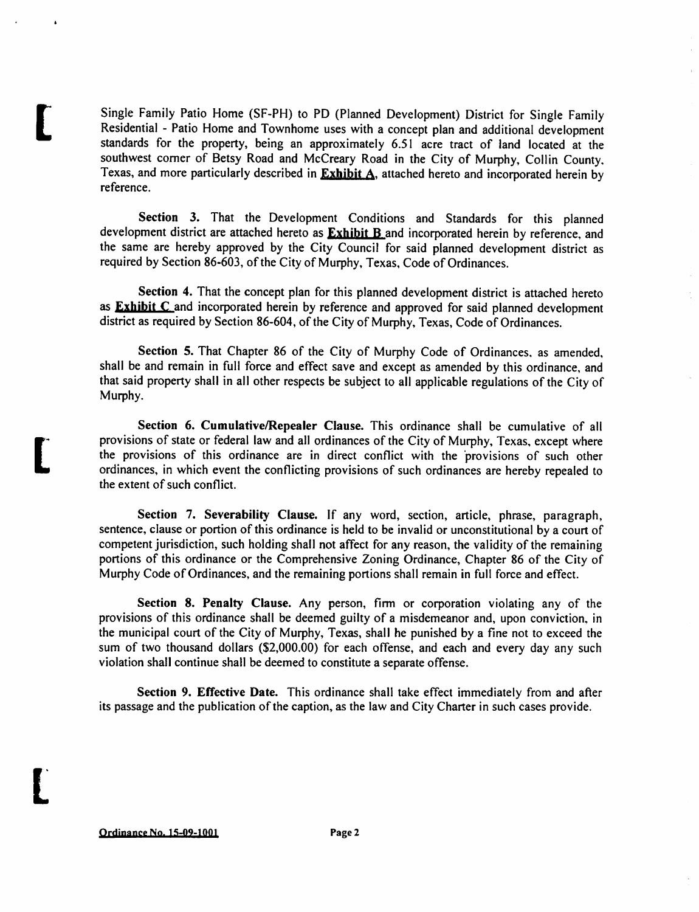Single Family Patio Home (SF-PH) to PD (Planned Development) District for Single Family Residential - Patio Home and Townhome uses with a concept plan and additional development standards for the property, being an approximately 6.51 acre tract of land located at the southwest corner of Betsy Road and McCreary Road in the City of Murphy, Collin County, Texas, and more particularly described in **Exhibit A**, attached hereto and incorporated herein by reference.

**Section 3.** That the Development Conditions and Standards for this planned development district are attached hereto as **Exhibit B** and incorporated herein by reference, and the same are hereby approved by the City Council for said planned development district as required by Section 86-603, of the City of Murphy, Texas, Code of Ordinances.

**Section 4.** That the concept plan for this planned development district is attached hereto as **Exhibit C** and incorporated herein by reference and approved for said planned development district as required by Section 86-604, of the City of Murphy, Texas, Code of Ordinances.

**Section 5.** That Chapter 86 of the City of Murphy Code of Ordinances, as amended, shall be and remain in full force and effect save and except as amended by this ordinance, and that said property shall in all other respects be subject to all applicable regulations of the City of Murphy.

**Section 6. Cumulative/Repealer Clause.** This ordinance shall be cumulative of all provisions of state or federal law and all ordinances of the City of Murphy, Texas, except where the provisions of this ordinance are in direct conflict with the provisions of such other ordinances, in which event the conflicting provisions of such ordinances are hereby repealed to the extent of such conflict.

**Section 7. Severability Clause.** If any word, section, article, phrase, paragraph, sentence, clause or portion of this ordinance is held to be invalid or unconstitutional by a court of competent jurisdiction, such holding shall not affect for any reason, the validity of the remaining portions of this ordinance or the Comprehensive Zoning Ordinance, Chapter 86 of the City of Murphy Code of Ordinances, and the remaining portions shall remain in full force and effect.

**Section 8. Penalty Clause.** Any person, firm or corporation violating any of the provisions of this ordinance shall be deemed guilty of a misdemeanor and, upon conviction, in the municipal court of the City of Murphy, Texas, shall be punished by a fine not to exceed the sum of two thousand dollars ($2,000.00) for each offense, and each and every day any such violation shall continue shall be deemed to constitute a separate offense.

**Section 9. Effective Date.** This ordinance shall take effect immediately from and after its passage and the publication of the caption, as the law and City Charter in such cases provide.

Ordinance No. 15-09-1001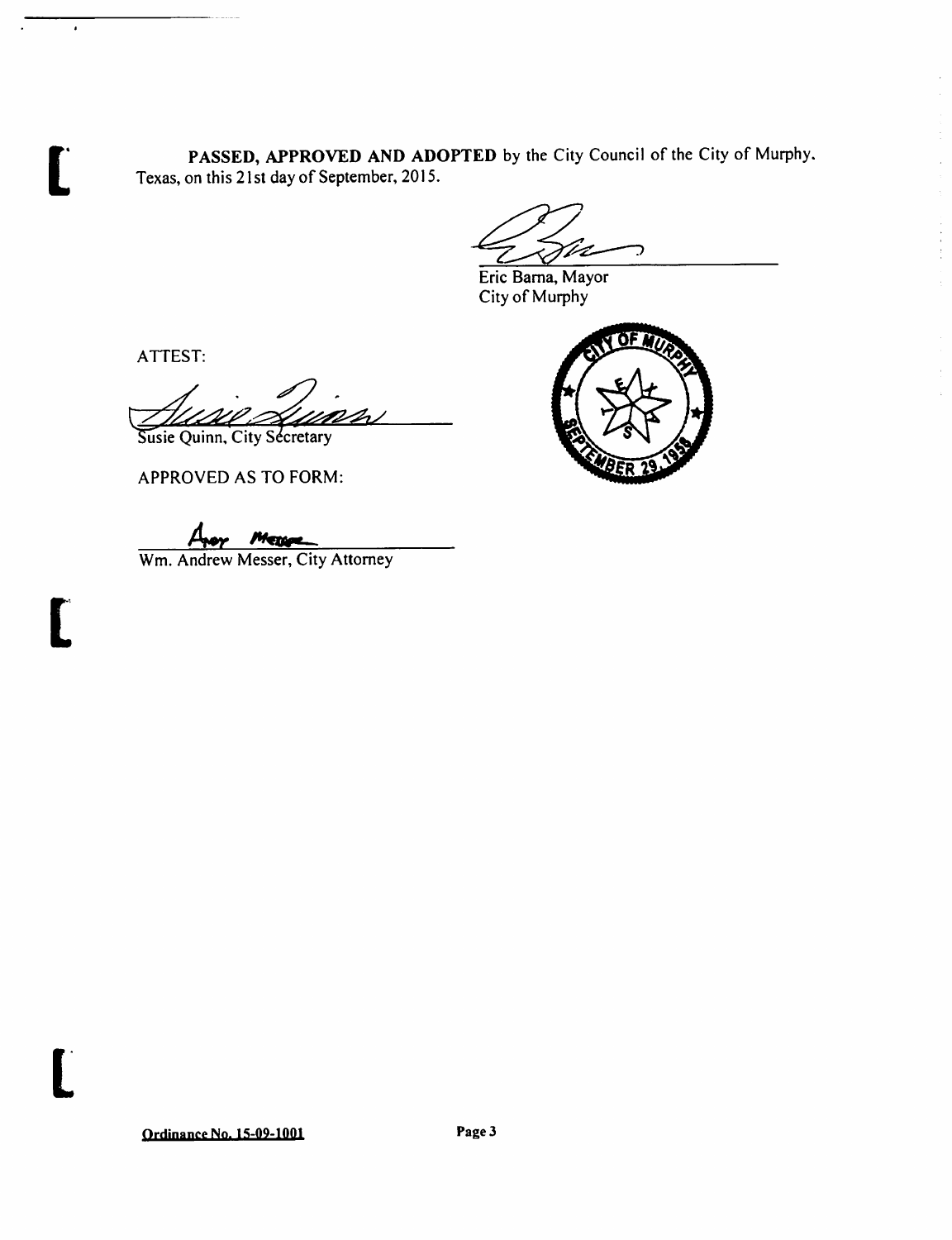**PASSED, APPROVED AND ADOPTED** by the City Council of the City of Murphy, Texas, on this 21st day of September, 2015.

Eric Barna, Mayor
City of Murphy

ATTEST:

Susie Quinn, City Secretary

APPROVED AS TO FORM:

Wm. Andrew Messer, City Attorney

Ordinance No. 15-09-1001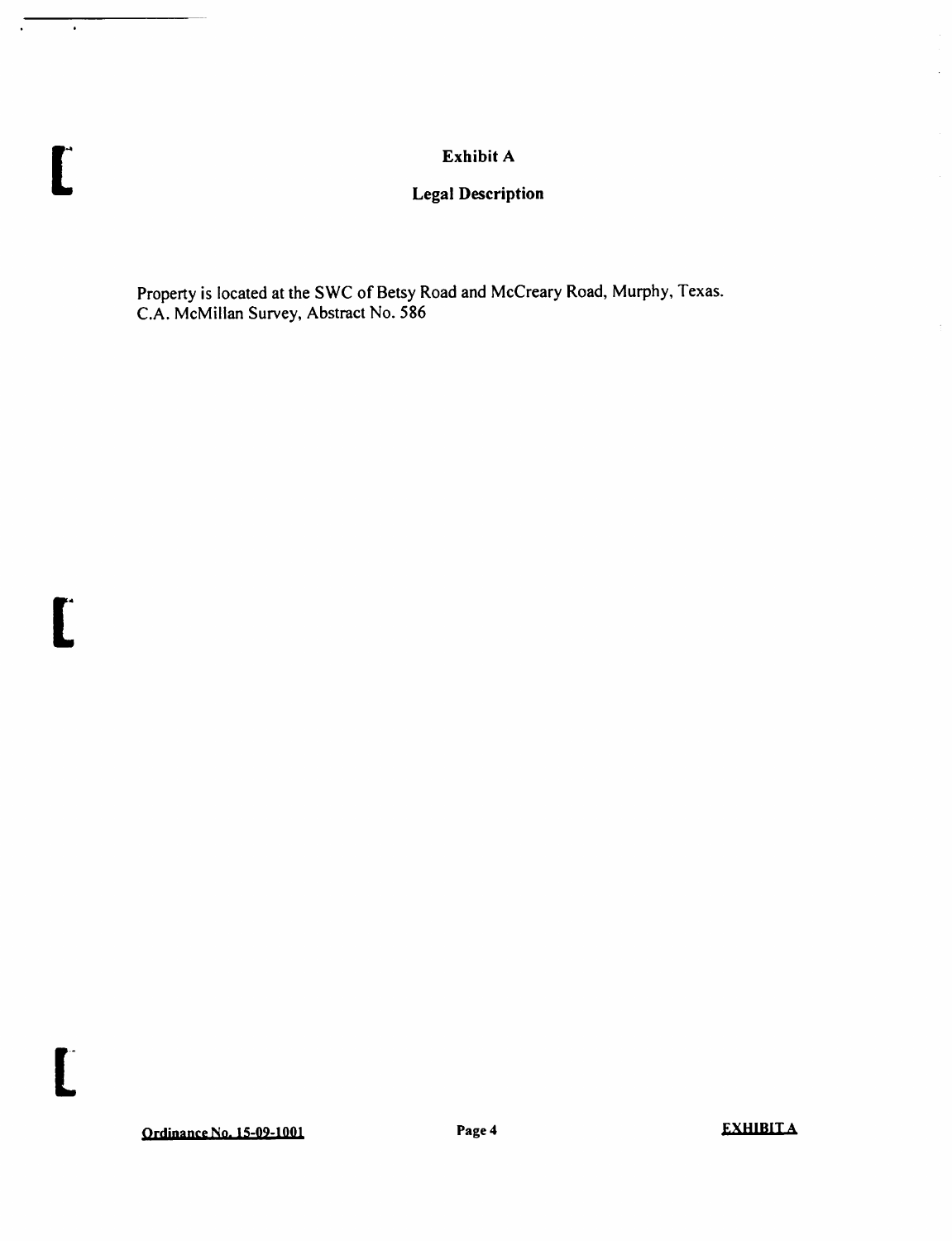# Exhibit A

## Legal Description

Property is located at the SWC of Betsy Road and McCreary Road, Murphy, Texas.
C.A. McMillan Survey, Abstract No. 586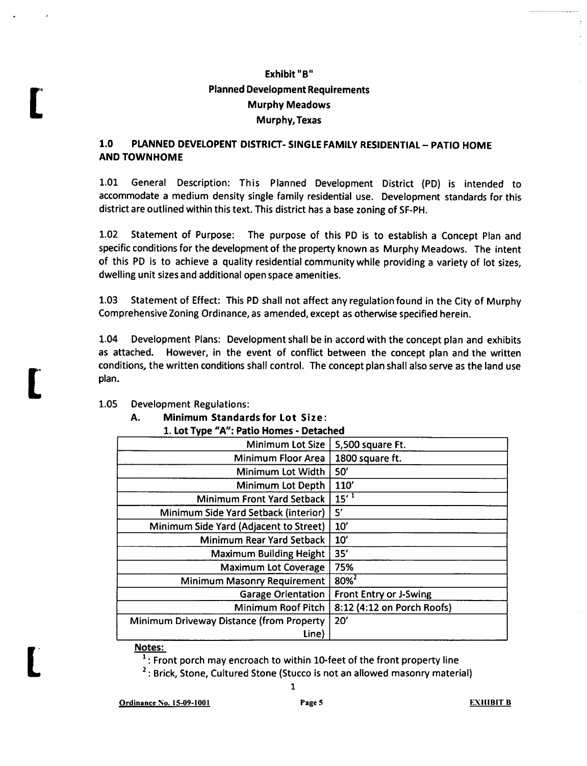# Exhibit "B"
## Planned Development Requirements
## Murphy Meadows
## Murphy, Texas

### 1.0 PLANNED DEVELOPENT DISTRICT- SINGLE FAMILY RESIDENTIAL – PATIO HOME AND TOWNHOME

1.01 General Description: This Planned Development District (PD) is intended to accommodate a medium density single family residential use. Development standards for this district are outlined within this text. This district has a base zoning of SF-PH.

1.02 Statement of Purpose: The purpose of this PD is to establish a Concept Plan and specific conditions for the development of the property known as Murphy Meadows. The intent of this PD is to achieve a quality residential community while providing a variety of lot sizes, dwelling unit sizes and additional open space amenities.

1.03 Statement of Effect: This PD shall not affect any regulation found in the City of Murphy Comprehensive Zoning Ordinance, as amended, except as otherwise specified herein.

1.04 Development Plans: Development shall be in accord with the concept plan and exhibits as attached. However, in the event of conflict between the concept plan and the written conditions, the written conditions shall control. The concept plan shall also serve as the land use plan.

1.05 Development Regulations:

A. **Minimum Standards for Lot Size**:

**1. Lot Type "A": Patio Homes - Detached**

| | |
|---|---|
| Minimum Lot Size | 5,500 square Ft. |
| Minimum Floor Area | 1800 square ft. |
| Minimum Lot Width | 50' |
| Minimum Lot Depth | 110' |
| Minimum Front Yard Setback | 15' [1] |
| Minimum Side Yard Setback (interior) | 5' |
| Minimum Side Yard (Adjacent to Street) | 10' |
| Minimum Rear Yard Setback | 10' |
| Maximum Building Height | 35' |
| Maximum Lot Coverage | 75% |
| Minimum Masonry Requirement | 80% [2] |
| Garage Orientation | Front Entry or J-Swing |
| Minimum Roof Pitch | 8:12 (4:12 on Porch Roofs) |
| Minimum Driveway Distance (from Property Line) | 20' |

**Notes:**

[1]: Front porch may encroach to within 10-feet of the front property line

[2]: Brick, Stone, Cultured Stone (Stucco is not an allowed masonry material)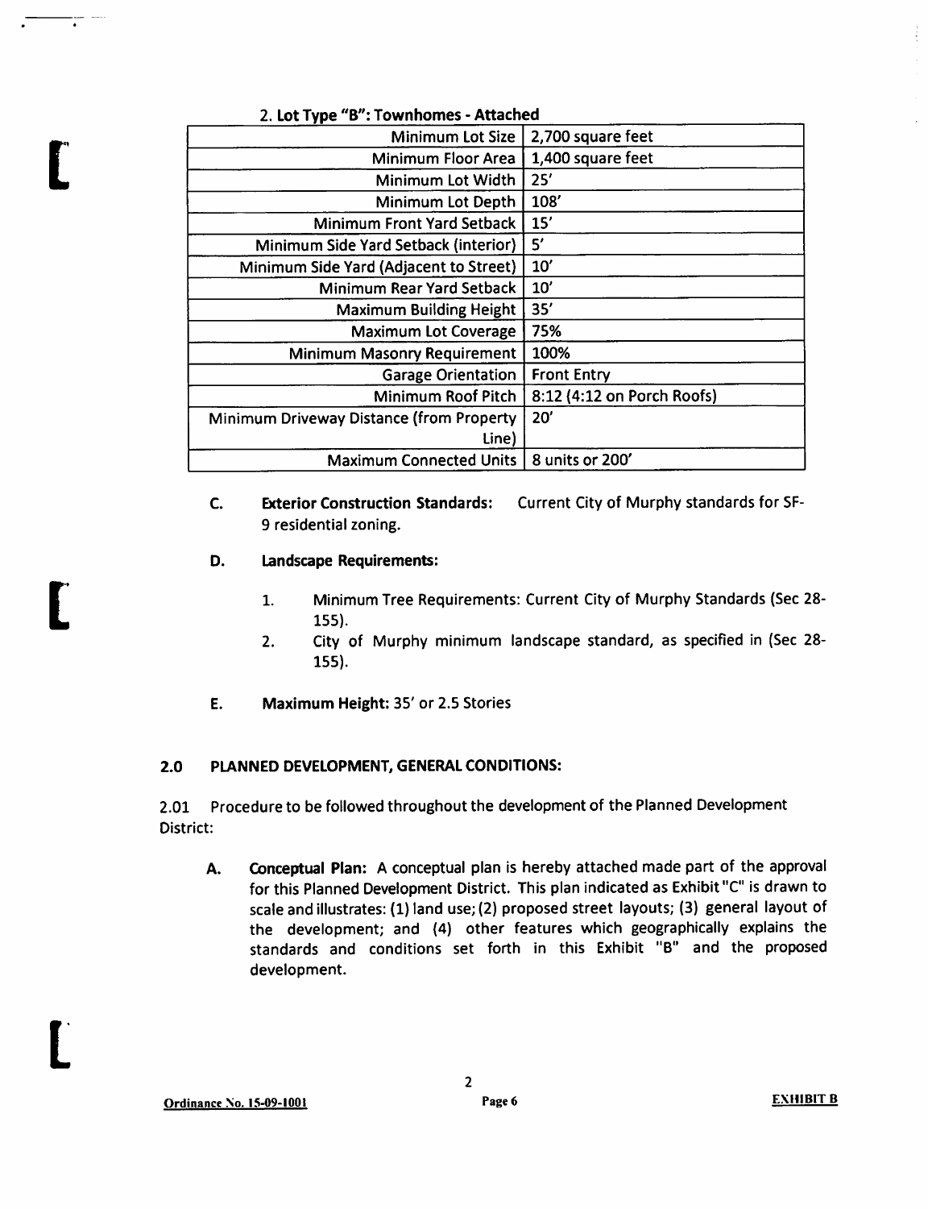2. **Lot Type "B": Townhomes - Attached**

| | |
|---|---|
| Minimum Lot Size | 2,700 square feet |
| Minimum Floor Area | 1,400 square feet |
| Minimum Lot Width | 25' |
| Minimum Lot Depth | 108' |
| Minimum Front Yard Setback | 15' |
| Minimum Side Yard Setback (interior) | 5' |
| Minimum Side Yard (Adjacent to Street) | 10' |
| Minimum Rear Yard Setback | 10' |
| Maximum Building Height | 35' |
| Maximum Lot Coverage | 75% |
| Minimum Masonry Requirement | 100% |
| Garage Orientation | Front Entry |
| Minimum Roof Pitch | 8:12 (4:12 on Porch Roofs) |
| Minimum Driveway Distance (from Property Line) | 20' |
| Maximum Connected Units | 8 units or 200' |

C. **Exterior Construction Standards:** Current City of Murphy standards for SF-9 residential zoning.

D. **Landscape Requirements:**

1. Minimum Tree Requirements: Current City of Murphy Standards (Sec 28-155).
2. City of Murphy minimum landscape standard, as specified in (Sec 28-155).

E. **Maximum Height:** 35' or 2.5 Stories

## 2.0 PLANNED DEVELOPMENT, GENERAL CONDITIONS:

2.01 Procedure to be followed throughout the development of the Planned Development District:

A. **Conceptual Plan:** A conceptual plan is hereby attached made part of the approval for this Planned Development District. This plan indicated as Exhibit "C" is drawn to scale and illustrates: (1) land use; (2) proposed street layouts; (3) general layout of the development; and (4) other features which geographically explains the standards and conditions set forth in this Exhibit "B" and the proposed development.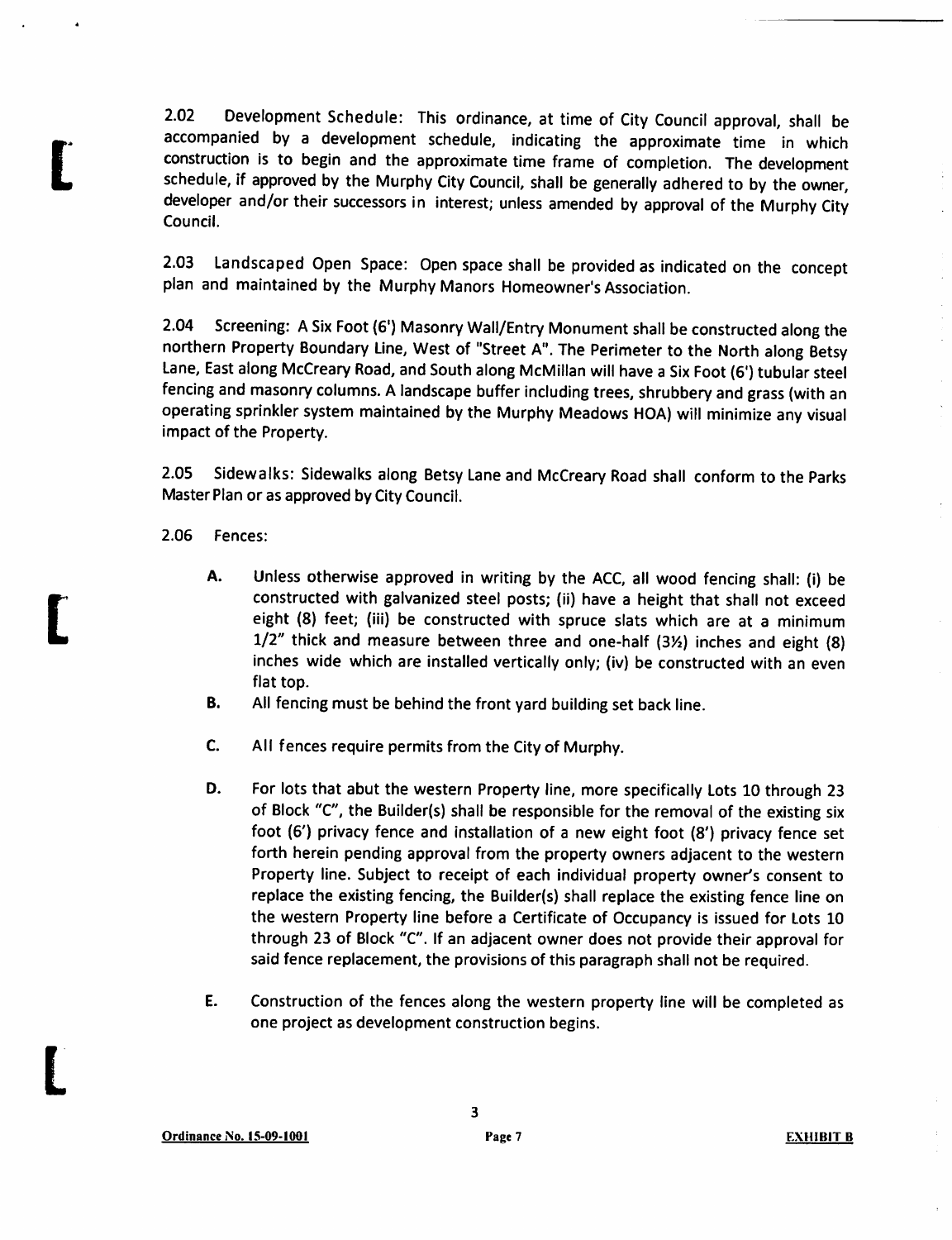2.02 Development Schedule: This ordinance, at time of City Council approval, shall be accompanied by a development schedule, indicating the approximate time in which construction is to begin and the approximate time frame of completion. The development schedule, if approved by the Murphy City Council, shall be generally adhered to by the owner, developer and/or their successors in interest; unless amended by approval of the Murphy City Council.

2.03 Landscaped Open Space: Open space shall be provided as indicated on the concept plan and maintained by the Murphy Manors Homeowner's Association.

2.04 Screening: A Six Foot (6') Masonry Wall/Entry Monument shall be constructed along the northern Property Boundary Line, West of "Street A". The Perimeter to the North along Betsy Lane, East along McCreary Road, and South along McMillan will have a Six Foot (6') tubular steel fencing and masonry columns. A landscape buffer including trees, shrubbery and grass (with an operating sprinkler system maintained by the Murphy Meadows HOA) will minimize any visual impact of the Property.

2.05 Sidewalks: Sidewalks along Betsy Lane and McCreary Road shall conform to the Parks Master Plan or as approved by City Council.

2.06 Fences:

- **A.** Unless otherwise approved in writing by the ACC, all wood fencing shall: (i) be constructed with galvanized steel posts; (ii) have a height that shall not exceed eight (8) feet; (iii) be constructed with spruce slats which are at a minimum 1/2" thick and measure between three and one-half (3½) inches and eight (8) inches wide which are installed vertically only; (iv) be constructed with an even flat top.
- **B.** All fencing must be behind the front yard building set back line.
- **C.** All fences require permits from the City of Murphy.
- **D.** For lots that abut the western Property line, more specifically Lots 10 through 23 of Block "C", the Builder(s) shall be responsible for the removal of the existing six foot (6') privacy fence and installation of a new eight foot (8') privacy fence set forth herein pending approval from the property owners adjacent to the western Property line. Subject to receipt of each individual property owner's consent to replace the existing fencing, the Builder(s) shall replace the existing fence line on the western Property line before a Certificate of Occupancy is issued for Lots 10 through 23 of Block "C". If an adjacent owner does not provide their approval for said fence replacement, the provisions of this paragraph shall not be required.
- **E.** Construction of the fences along the western property line will be completed as one project as development construction begins.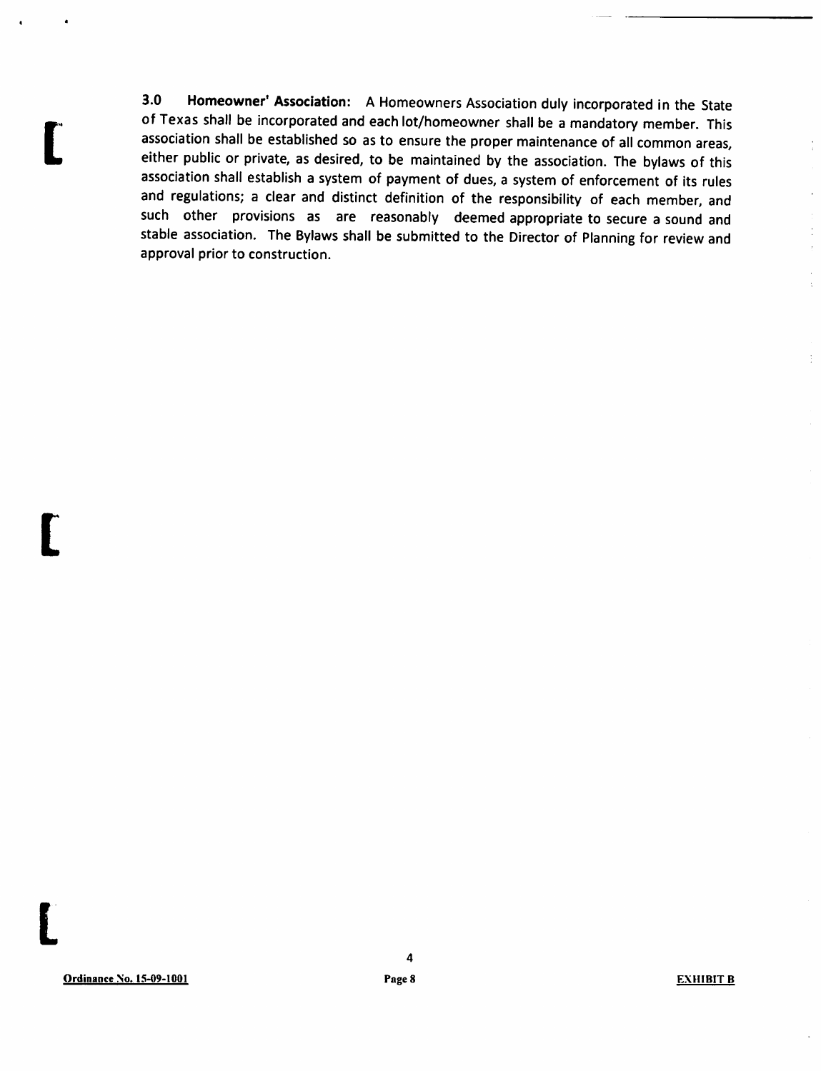**3.0 Homeowner' Association:** A Homeowners Association duly incorporated in the State of Texas shall be incorporated and each lot/homeowner shall be a mandatory member. This association shall be established so as to ensure the proper maintenance of all common areas, either public or private, as desired, to be maintained by the association. The bylaws of this association shall establish a system of payment of dues, a system of enforcement of its rules and regulations; a clear and distinct definition of the responsibility of each member, and such other provisions as are reasonably deemed appropriate to secure a sound and stable association. The Bylaws shall be submitted to the Director of Planning for review and approval prior to construction.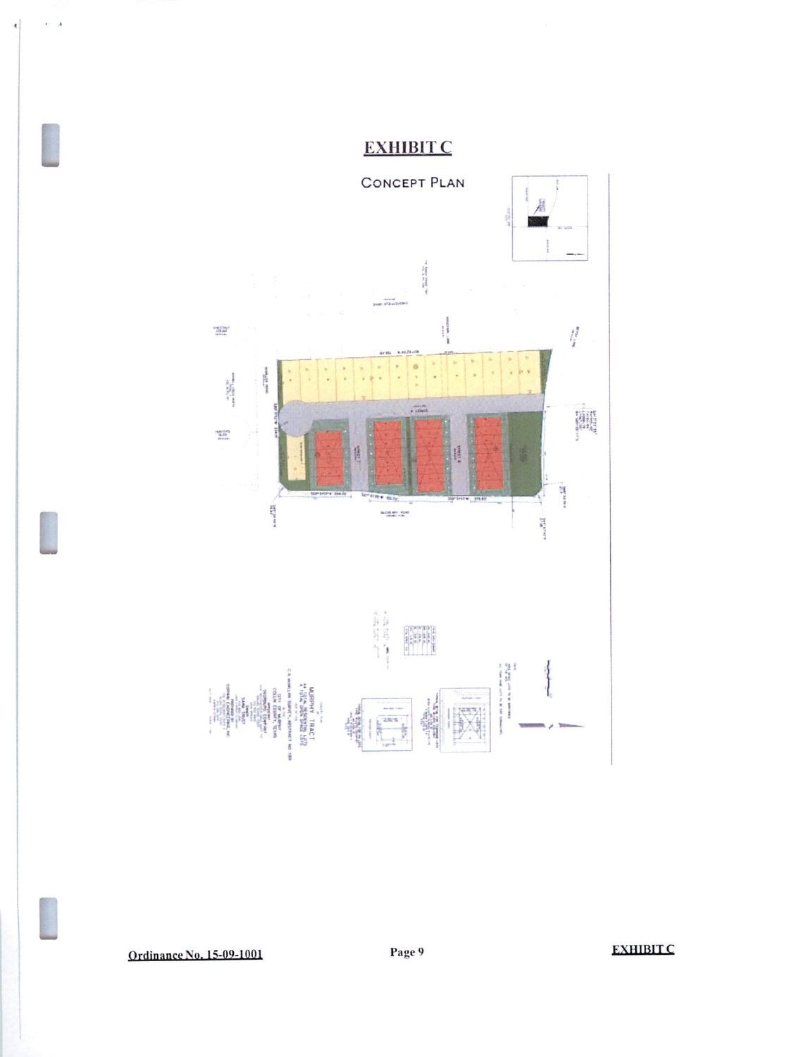# EXHIBIT C

## CONCEPT PLAN

MURPHY TRACT

Ordinance No. 15-09-1001

EXHIBIT C